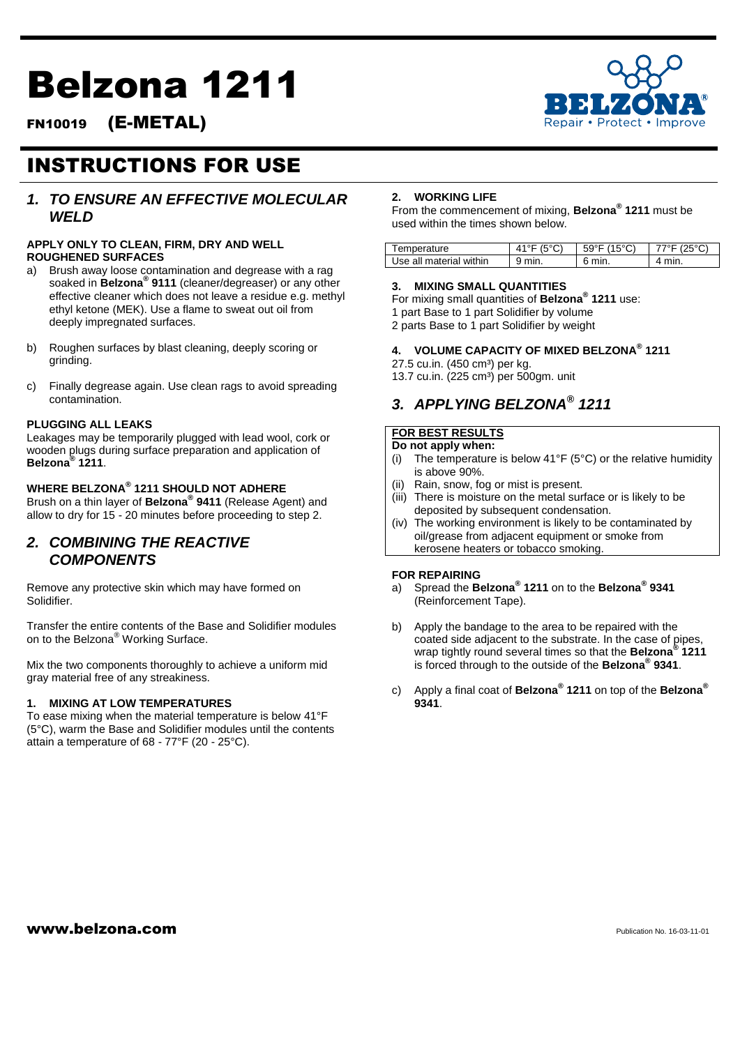# Belzona 1211

**FN10019 (E-METAL)**

# INSTRUCTIONS FOR USE

## *1. TO ENSURE AN EFFECTIVE MOLECULAR WELD*

**APPLY ONLY TO CLEAN, FIRM, DRY AND WELL ROUGHENED SURFACES**

a) Brush away loose contamination and degrease with a rag soaked in **Belzona® 9111** (cleaner/degreaser) or any other effective cleaner which does not leave a residue e.g. methyl ethyl ketone (MEK). Use a flame to sweat out oil from deeply impregnated surfaces.

b) Roughen surfaces by blast cleaning, deeply scoring or grinding.

c) Finally degrease again. Use clean rags to avoid spreading contamination.

**PLUGGING ALL LEAKS**

Leakages may be temporarily plugged with lead wool, cork or wooden plugs during surface preparation and application of **Belzona® 1211**.

**WHERE BELZONA® 1211 SHOULD NOT ADHERE**

Brush on a thin layer of **Belzona® 9411** (Release Agent) and allow to dry for 15 - 20 minutes before proceeding to step 2.

## *2. COMBINING THE REACTIVE COMPONENTS*

Remove any protective skin which may have formed on Solidifier.

Transfer the entire contents of the Base and Solidifier modules on to the Belzona® Working Surface.

Mix the two components thoroughly to achieve a uniform mid gray material free of any streakiness.

**1. MIXING AT LOW TEMPERATURES**

To ease mixing when the material temperature is below 41°F (5°C), warm the Base and Solidifier modules until the contents attain a temperature of 68 - 77°F (20 - 25°C).

**2. WORKING LIFE**

From the commencement of mixing, **Belzona® 1211** must be used within the times shown below.

| Temperature | 41°F (5°C) | 59°F (15°C) | 77°F (25°C) |
|---|---|---|---|
| Use all material within | 9 min. | 6 min. | 4 min. |

**3. MIXING SMALL QUANTITIES**

For mixing small quantities of **Belzona® 1211** use:
1 part Base to 1 part Solidifier by volume
2 parts Base to 1 part Solidifier by weight

**4. VOLUME CAPACITY OF MIXED BELZONA® 1211**

27.5 cu.in. (450 cm³) per kg.
13.7 cu.in. (225 cm³) per 500gm. unit

## *3. APPLYING BELZONA® 1211*

**FOR BEST RESULTS**

**Do not apply when:**

(i) The temperature is below 41°F (5°C) or the relative humidity is above 90%.
(ii) Rain, snow, fog or mist is present.
(iii) There is moisture on the metal surface or is likely to be deposited by subsequent condensation.
(iv) The working environment is likely to be contaminated by oil/grease from adjacent equipment or smoke from kerosene heaters or tobacco smoking.

**FOR REPAIRING**

a) Spread the **Belzona® 1211** on to the **Belzona® 9341** (Reinforcement Tape).

b) Apply the bandage to the area to be repaired with the coated side adjacent to the substrate. In the case of pipes, wrap tightly round several times so that the **Belzona® 1211** is forced through to the outside of the **Belzona® 9341**.

c) Apply a final coat of **Belzona® 1211** on top of the **Belzona® 9341**.

www.belzona.com

Publication No. 16-03-11-01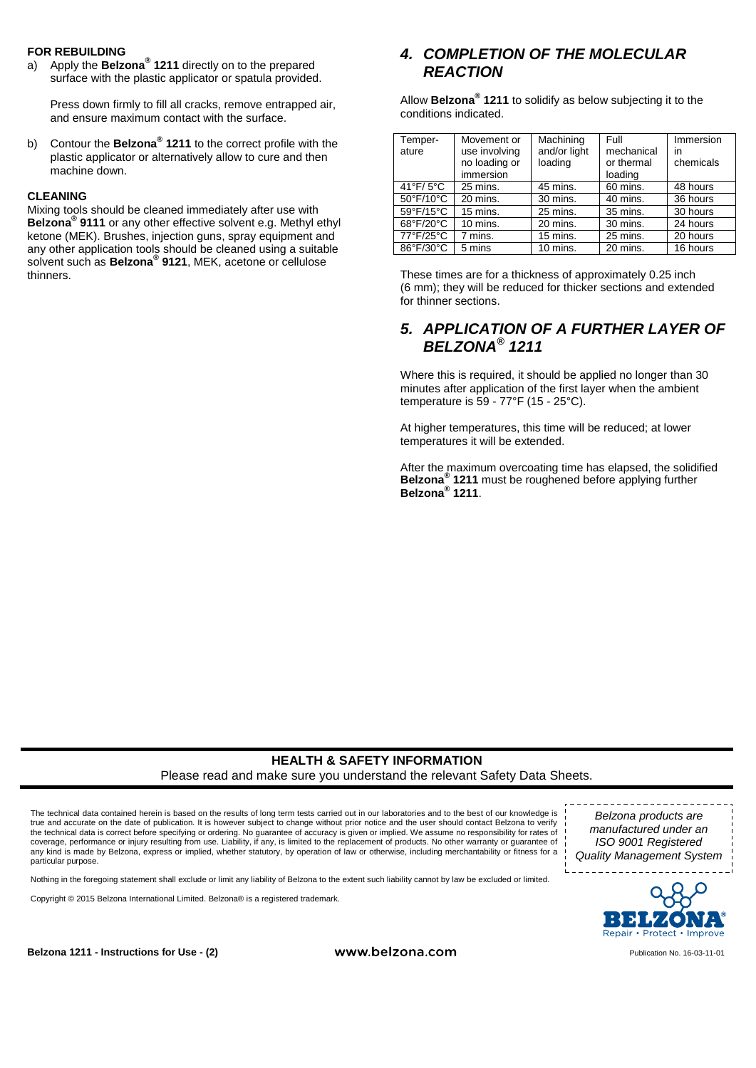### FOR REBUILDING

a) Apply the **Belzona® 1211** directly on to the prepared surface with the plastic applicator or spatula provided.

Press down firmly to fill all cracks, remove entrapped air, and ensure maximum contact with the surface.

b) Contour the **Belzona® 1211** to the correct profile with the plastic applicator or alternatively allow to cure and then machine down.

### CLEANING

Mixing tools should be cleaned immediately after use with **Belzona® 9111** or any other effective solvent e.g. Methyl ethyl ketone (MEK). Brushes, injection guns, spray equipment and any other application tools should be cleaned using a suitable solvent such as **Belzona® 9121**, MEK, acetone or cellulose thinners.

## *4. COMPLETION OF THE MOLECULAR REACTION*

Allow **Belzona® 1211** to solidify as below subjecting it to the conditions indicated.

| Temperature | Movement or use involving no loading or immersion | Machining and/or light loading | Full mechanical or thermal loading | Immersion in chemicals |
|---|---|---|---|---|
| 41°F/ 5°C | 25 mins. | 45 mins. | 60 mins. | 48 hours |
| 50°F/10°C | 20 mins. | 30 mins. | 40 mins. | 36 hours |
| 59°F/15°C | 15 mins. | 25 mins. | 35 mins. | 30 hours |
| 68°F/20°C | 10 mins. | 20 mins. | 30 mins. | 24 hours |
| 77°F/25°C | 7 mins. | 15 mins. | 25 mins. | 20 hours |
| 86°F/30°C | 5 mins | 10 mins. | 20 mins. | 16 hours |

These times are for a thickness of approximately 0.25 inch (6 mm); they will be reduced for thicker sections and extended for thinner sections.

## *5. APPLICATION OF A FURTHER LAYER OF BELZONA® 1211*

Where this is required, it should be applied no longer than 30 minutes after application of the first layer when the ambient temperature is 59 - 77°F (15 - 25°C).

At higher temperatures, this time will be reduced; at lower temperatures it will be extended.

After the maximum overcoating time has elapsed, the solidified **Belzona® 1211** must be roughened before applying further **Belzona® 1211**.

**HEALTH & SAFETY INFORMATION**

Please read and make sure you understand the relevant Safety Data Sheets.

The technical data contained herein is based on the results of long term tests carried out in our laboratories and to the best of our knowledge is true and accurate on the date of publication. It is however subject to change without prior notice and the user should contact Belzona to verify the technical data is correct before specifying or ordering. No guarantee of accuracy is given or implied. We assume no responsibility for rates of coverage, performance or injury resulting from use. Liability, if any, is limited to the replacement of products. No other warranty or guarantee of any kind is made by Belzona, express or implied, whether statutory, by operation of law or otherwise, including merchantability or fitness for a particular purpose.

Nothing in the foregoing statement shall exclude or limit any liability of Belzona to the extent such liability cannot by law be excluded or limited.

Copyright © 2015 Belzona International Limited. Belzona® is a registered trademark.

*Belzona products are manufactured under an ISO 9001 Registered Quality Management System*

BELZONA® Repair • Protect • Improve

Belzona 1211 - Instructions for Use - (2) www.belzona.com Publication No. 16-03-11-01